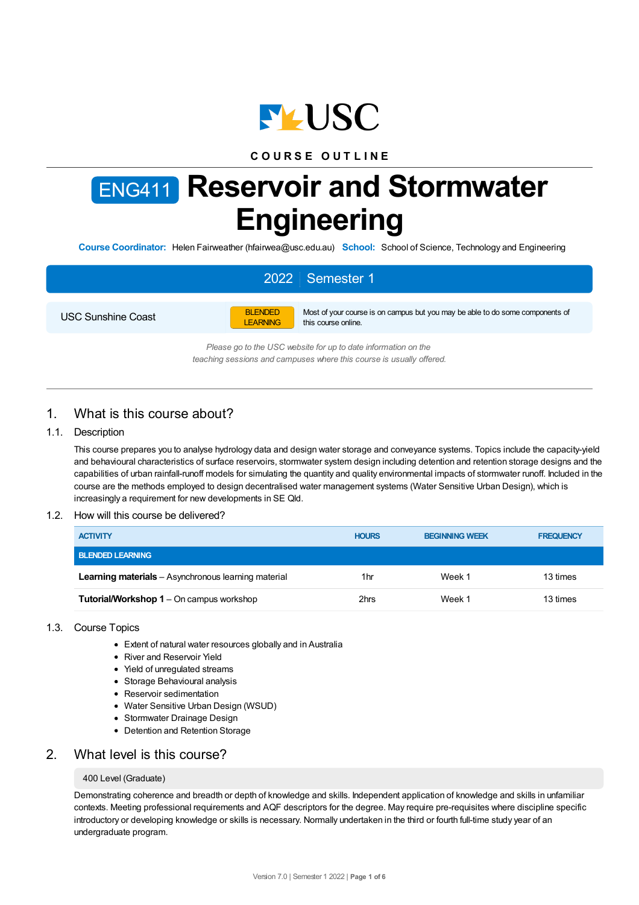USC

COURSE OUTLINE

# ENG411 Reservoir and Stormwater Engineering

**Course Coordinator:** Helen Fairweather (hfairwea@usc.edu.au) **School:** School of Science, Technology and Engineering

**2022 | Semester 1**

| USC Sunshine Coast | BLENDED LEARNING | Most of your course is on campus but you may be able to do some components of this course online. |
|---|---|---|

*Please go to the USC website for up to date information on the teaching sessions and campuses where this course is usually offered.*

## 1. What is this course about?

### 1.1. Description

This course prepares you to analyse hydrology data and design water storage and conveyance systems. Topics include the capacity-yield and behavioural characteristics of surface reservoirs, stormwater system design including detention and retention storage designs and the capabilities of urban rainfall-runoff models for simulating the quantity and quality environmental impacts of stormwater runoff. Included in the course are the methods employed to design decentralised water management systems (Water Sensitive Urban Design), which is increasingly a requirement for new developments in SE Qld.

### 1.2. How will this course be delivered?

| ACTIVITY | HOURS | BEGINNING WEEK | FREQUENCY |
|---|---|---|---|
| **BLENDED LEARNING** | | | |
| **Learning materials** – Asynchronous learning material | 1hr | Week 1 | 13 times |
| **Tutorial/Workshop 1** – On campus workshop | 2hrs | Week 1 | 13 times |

### 1.3. Course Topics

- Extent of natural water resources globally and in Australia
- River and Reservoir Yield
- Yield of unregulated streams
- Storage Behavioural analysis
- Reservoir sedimentation
- Water Sensitive Urban Design (WSUD)
- Stormwater Drainage Design
- Detention and Retention Storage

## 2. What level is this course?

400 Level (Graduate)

Demonstrating coherence and breadth or depth of knowledge and skills. Independent application of knowledge and skills in unfamiliar contexts. Meeting professional requirements and AQF descriptors for the degree. May require pre-requisites where discipline specific introductory or developing knowledge or skills is necessary. Normally undertaken in the third or fourth full-time study year of an undergraduate program.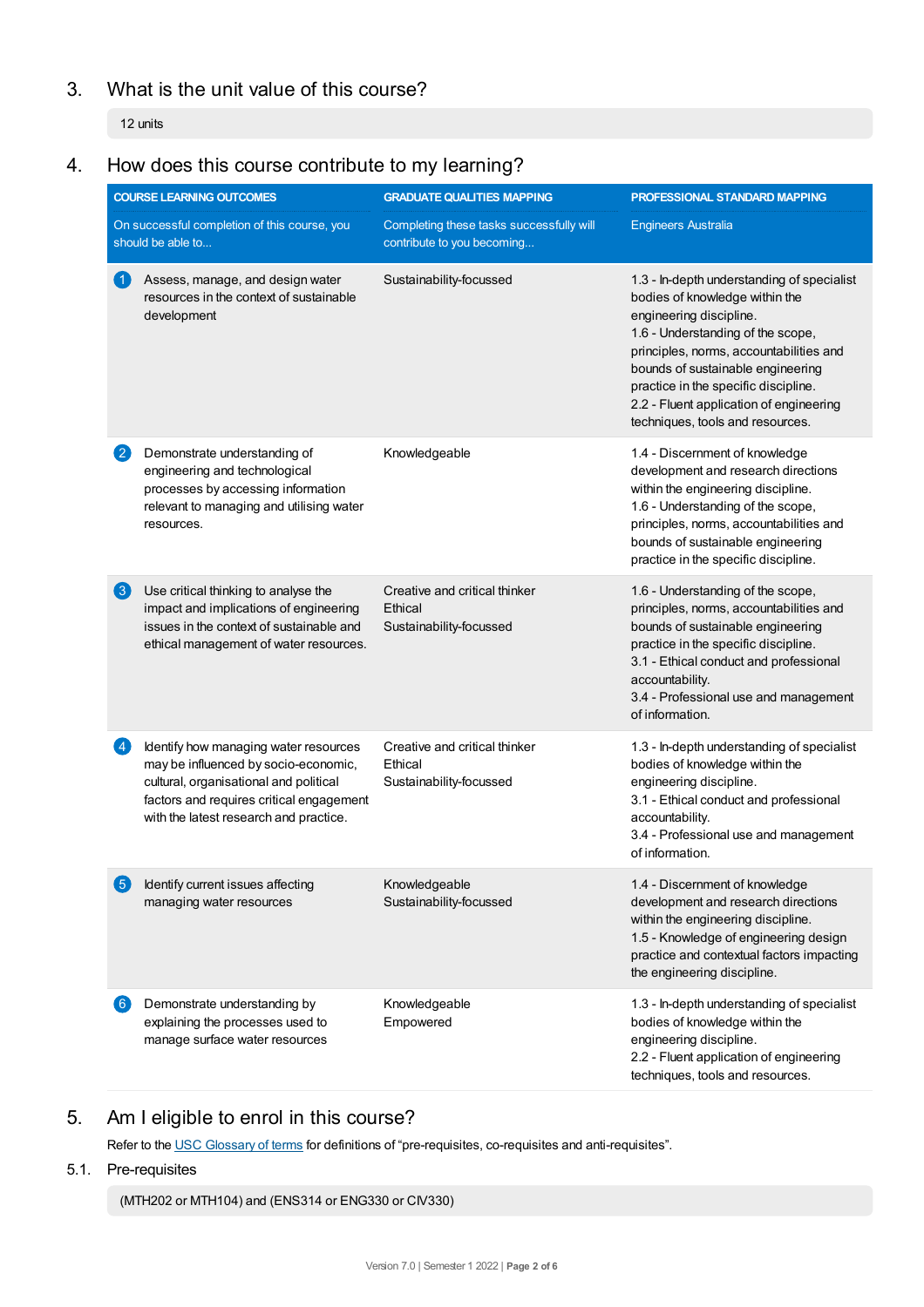## 3. What is the unit value of this course?

12 units

## 4. How does this course contribute to my learning?

| COURSE LEARNING OUTCOMES<br>On successful completion of this course, you should be able to... | GRADUATE QUALITIES MAPPING<br>Completing these tasks successfully will contribute to you becoming... | PROFESSIONAL STANDARD MAPPING<br>Engineers Australia |
|---|---|---|
| 1 Assess, manage, and design water resources in the context of sustainable development | Sustainability-focussed | 1.3 - In-depth understanding of specialist bodies of knowledge within the engineering discipline.<br>1.6 - Understanding of the scope, principles, norms, accountabilities and bounds of sustainable engineering practice in the specific discipline.<br>2.2 - Fluent application of engineering techniques, tools and resources. |
| 2 Demonstrate understanding of engineering and technological processes by accessing information relevant to managing and utilising water resources. | Knowledgeable | 1.4 - Discernment of knowledge development and research directions within the engineering discipline.<br>1.6 - Understanding of the scope, principles, norms, accountabilities and bounds of sustainable engineering practice in the specific discipline. |
| 3 Use critical thinking to analyse the impact and implications of engineering issues in the context of sustainable and ethical management of water resources. | Creative and critical thinker<br>Ethical<br>Sustainability-focussed | 1.6 - Understanding of the scope, principles, norms, accountabilities and bounds of sustainable engineering practice in the specific discipline.<br>3.1 - Ethical conduct and professional accountability.<br>3.4 - Professional use and management of information. |
| 4 Identify how managing water resources may be influenced by socio-economic, cultural, organisational and political factors and requires critical engagement with the latest research and practice. | Creative and critical thinker<br>Ethical<br>Sustainability-focussed | 1.3 - In-depth understanding of specialist bodies of knowledge within the engineering discipline.<br>3.1 - Ethical conduct and professional accountability.<br>3.4 - Professional use and management of information. |
| 5 Identify current issues affecting managing water resources | Knowledgeable<br>Sustainability-focussed | 1.4 - Discernment of knowledge development and research directions within the engineering discipline.<br>1.5 - Knowledge of engineering design practice and contextual factors impacting the engineering discipline. |
| 6 Demonstrate understanding by explaining the processes used to manage surface water resources | Knowledgeable<br>Empowered | 1.3 - In-depth understanding of specialist bodies of knowledge within the engineering discipline.<br>2.2 - Fluent application of engineering techniques, tools and resources. |

## 5. Am I eligible to enrol in this course?

Refer to the USC Glossary of terms for definitions of "pre-requisites, co-requisites and anti-requisites".

### 5.1. Pre-requisites

(MTH202 or MTH104) and (ENS314 or ENG330 or CIV330)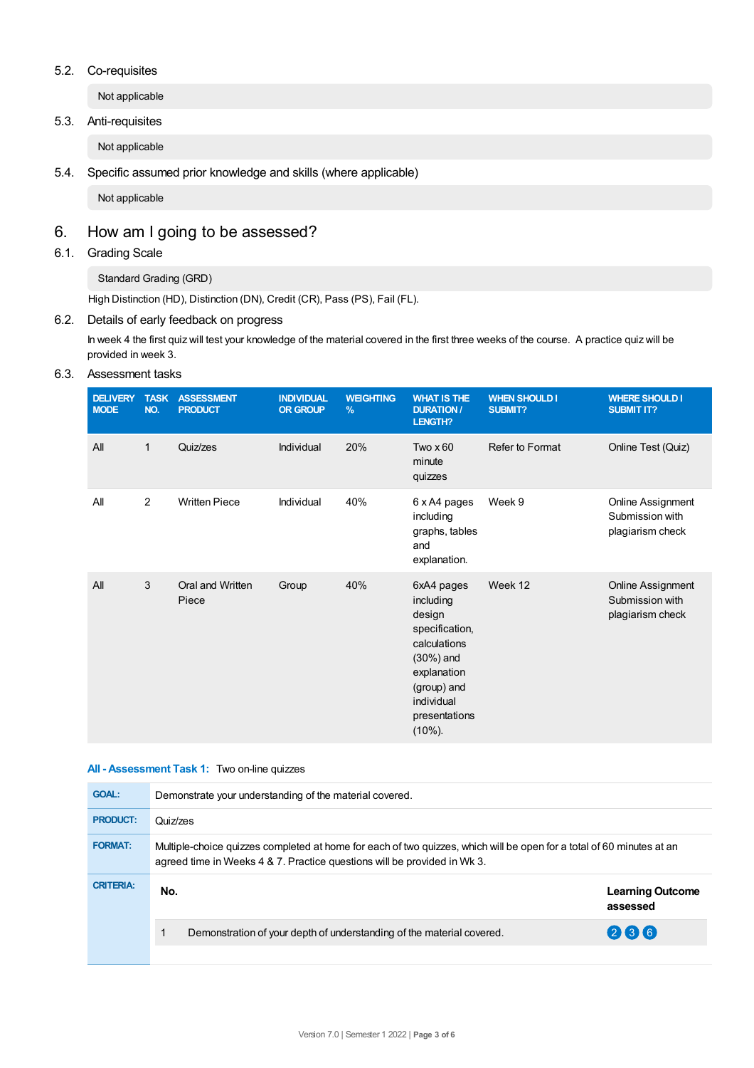### 5.2. Co-requisites

Not applicable

### 5.3. Anti-requisites

Not applicable

### 5.4. Specific assumed prior knowledge and skills (where applicable)

Not applicable

## 6. How am I going to be assessed?

### 6.1. Grading Scale

Standard Grading (GRD)

High Distinction (HD), Distinction (DN), Credit (CR), Pass (PS), Fail (FL).

### 6.2. Details of early feedback on progress

In week 4 the first quiz will test your knowledge of the material covered in the first three weeks of the course. A practice quiz will be provided in week 3.

### 6.3. Assessment tasks

| DELIVERY MODE | TASK NO. | ASSESSMENT PRODUCT | INDIVIDUAL OR GROUP | WEIGHTING % | WHAT IS THE DURATION / LENGTH? | WHEN SHOULD I SUBMIT? | WHERE SHOULD I SUBMIT IT? |
|---|---|---|---|---|---|---|---|
| All | 1 | Quiz/zes | Individual | 20% | Two x 60 minute quizzes | Refer to Format | Online Test (Quiz) |
| All | 2 | Written Piece | Individual | 40% | 6 x A4 pages including graphs, tables and explanation. | Week 9 | Online Assignment Submission with plagiarism check |
| All | 3 | Oral and Written Piece | Group | 40% | 6xA4 pages including design specification, calculations (30%) and explanation (group) and individual presentations (10%). | Week 12 | Online Assignment Submission with plagiarism check |

**All - Assessment Task 1:** Two on-line quizzes

| | |
|---|---|
| **GOAL:** | Demonstrate your understanding of the material covered. |
| **PRODUCT:** | Quiz/zes |
| **FORMAT:** | Multiple-choice quizzes completed at home for each of two quizzes, which will be open for a total of 60 minutes at an agreed time in Weeks 4 & 7. Practice questions will be provided in Wk 3. |
| **CRITERIA:** | |

| No. | | Learning Outcome assessed |
|---|---|---|
| 1 | Demonstration of your depth of understanding of the material covered. | 2 3 6 |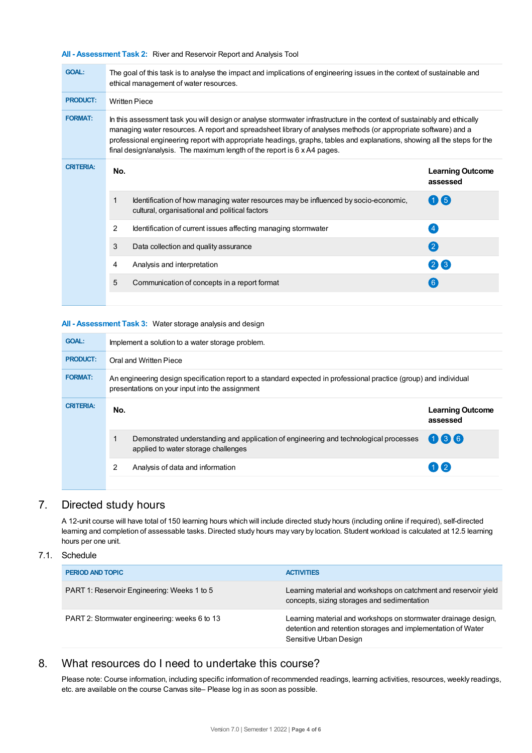**All - Assessment Task 2:** River and Reservoir Report and Analysis Tool

| | |
|---|---|
| **GOAL:** | The goal of this task is to analyse the impact and implications of engineering issues in the context of sustainable and ethical management of water resources. |
| **PRODUCT:** | Written Piece |
| **FORMAT:** | In this assessment task you will design or analyse stormwater infrastructure in the context of sustainably and ethically managing water resources. A report and spreadsheet library of analyses methods (or appropriate software) and a professional engineering report with appropriate headings, graphs, tables and explanations, showing all the steps for the final design/analysis. The maximum length of the report is 6 x A4 pages. |

**CRITERIA:**

| No. | | Learning Outcome assessed |
|---|---|---|
| 1 | Identification of how managing water resources may be influenced by socio-economic, cultural, organisational and political factors | 1 5 |
| 2 | Identification of current issues affecting managing stormwater | 4 |
| 3 | Data collection and quality assurance | 2 |
| 4 | Analysis and interpretation | 2 3 |
| 5 | Communication of concepts in a report format | 6 |

**All - Assessment Task 3:** Water storage analysis and design

| | |
|---|---|
| **GOAL:** | Implement a solution to a water storage problem. |
| **PRODUCT:** | Oral and Written Piece |
| **FORMAT:** | An engineering design specification report to a standard expected in professional practice (group) and individual presentations on your input into the assignment |

**CRITERIA:**

| No. | | Learning Outcome assessed |
|---|---|---|
| 1 | Demonstrated understanding and application of engineering and technological processes applied to water storage challenges | 1 3 6 |
| 2 | Analysis of data and information | 1 2 |

## 7. Directed study hours

A 12-unit course will have total of 150 learning hours which will include directed study hours (including online if required), self-directed learning and completion of assessable tasks. Directed study hours may vary by location. Student workload is calculated at 12.5 learning hours per one unit.

### 7.1. Schedule

| PERIOD AND TOPIC | ACTIVITIES |
|---|---|
| PART 1: Reservoir Engineering: Weeks 1 to 5 | Learning material and workshops on catchment and reservoir yield concepts, sizing storages and sedimentation |
| PART 2: Stormwater engineering: weeks 6 to 13 | Learning material and workshops on stormwater drainage design, detention and retention storages and implementation of Water Sensitive Urban Design |

## 8. What resources do I need to undertake this course?

Please note: Course information, including specific information of recommended readings, learning activities, resources, weekly readings, etc. are available on the course Canvas site– Please log in as soon as possible.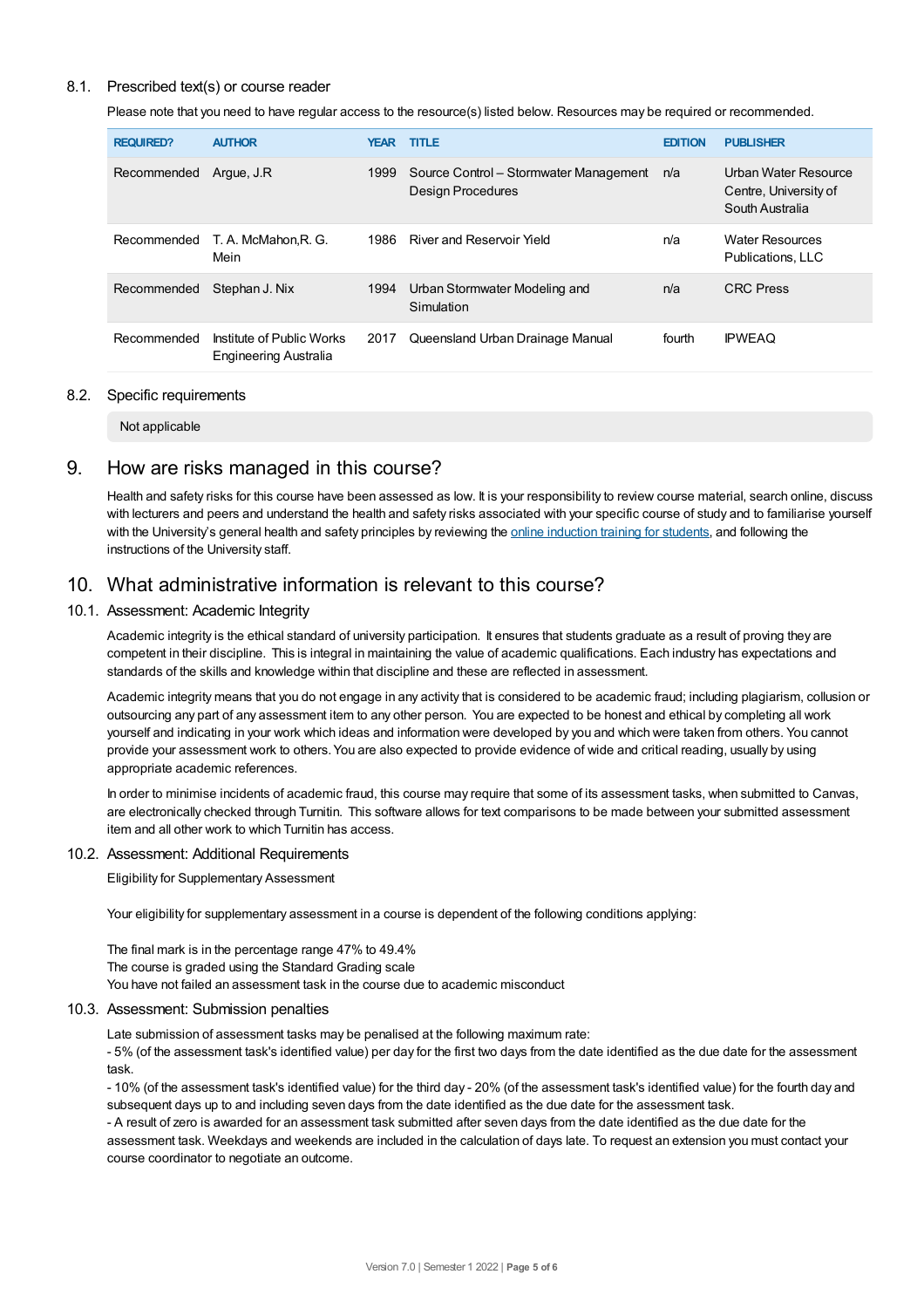### 8.1. Prescribed text(s) or course reader

Please note that you need to have regular access to the resource(s) listed below. Resources may be required or recommended.

| REQUIRED? | AUTHOR | YEAR | TITLE | EDITION | PUBLISHER |
|---|---|---|---|---|---|
| Recommended | Argue, J.R | 1999 | Source Control – Stormwater Management Design Procedures | n/a | Urban Water Resource Centre, University of South Australia |
| Recommended | T. A. McMahon,R. G. Mein | 1986 | River and Reservoir Yield | n/a | Water Resources Publications, LLC |
| Recommended | Stephan J. Nix | 1994 | Urban Stormwater Modeling and Simulation | n/a | CRC Press |
| Recommended | Institute of Public Works Engineering Australia | 2017 | Queensland Urban Drainage Manual | fourth | IPWEAQ |

### 8.2. Specific requirements

Not applicable

## 9. How are risks managed in this course?

Health and safety risks for this course have been assessed as low. It is your responsibility to review course material, search online, discuss with lecturers and peers and understand the health and safety risks associated with your specific course of study and to familiarise yourself with the University's general health and safety principles by reviewing the online induction training for students, and following the instructions of the University staff.

## 10. What administrative information is relevant to this course?

### 10.1. Assessment: Academic Integrity

Academic integrity is the ethical standard of university participation. It ensures that students graduate as a result of proving they are competent in their discipline. This is integral in maintaining the value of academic qualifications. Each industry has expectations and standards of the skills and knowledge within that discipline and these are reflected in assessment.

Academic integrity means that you do not engage in any activity that is considered to be academic fraud; including plagiarism, collusion or outsourcing any part of any assessment item to any other person. You are expected to be honest and ethical by completing all work yourself and indicating in your work which ideas and information were developed by you and which were taken from others. You cannot provide your assessment work to others. You are also expected to provide evidence of wide and critical reading, usually by using appropriate academic references.

In order to minimise incidents of academic fraud, this course may require that some of its assessment tasks, when submitted to Canvas, are electronically checked through Turnitin. This software allows for text comparisons to be made between your submitted assessment item and all other work to which Turnitin has access.

### 10.2. Assessment: Additional Requirements

Eligibility for Supplementary Assessment

Your eligibility for supplementary assessment in a course is dependent of the following conditions applying:

The final mark is in the percentage range 47% to 49.4%
The course is graded using the Standard Grading scale
You have not failed an assessment task in the course due to academic misconduct

### 10.3. Assessment: Submission penalties

Late submission of assessment tasks may be penalised at the following maximum rate:
- 5% (of the assessment task's identified value) per day for the first two days from the date identified as the due date for the assessment task.
- 10% (of the assessment task's identified value) for the third day - 20% (of the assessment task's identified value) for the fourth day and subsequent days up to and including seven days from the date identified as the due date for the assessment task.
- A result of zero is awarded for an assessment task submitted after seven days from the date identified as the due date for the assessment task. Weekdays and weekends are included in the calculation of days late. To request an extension you must contact your course coordinator to negotiate an outcome.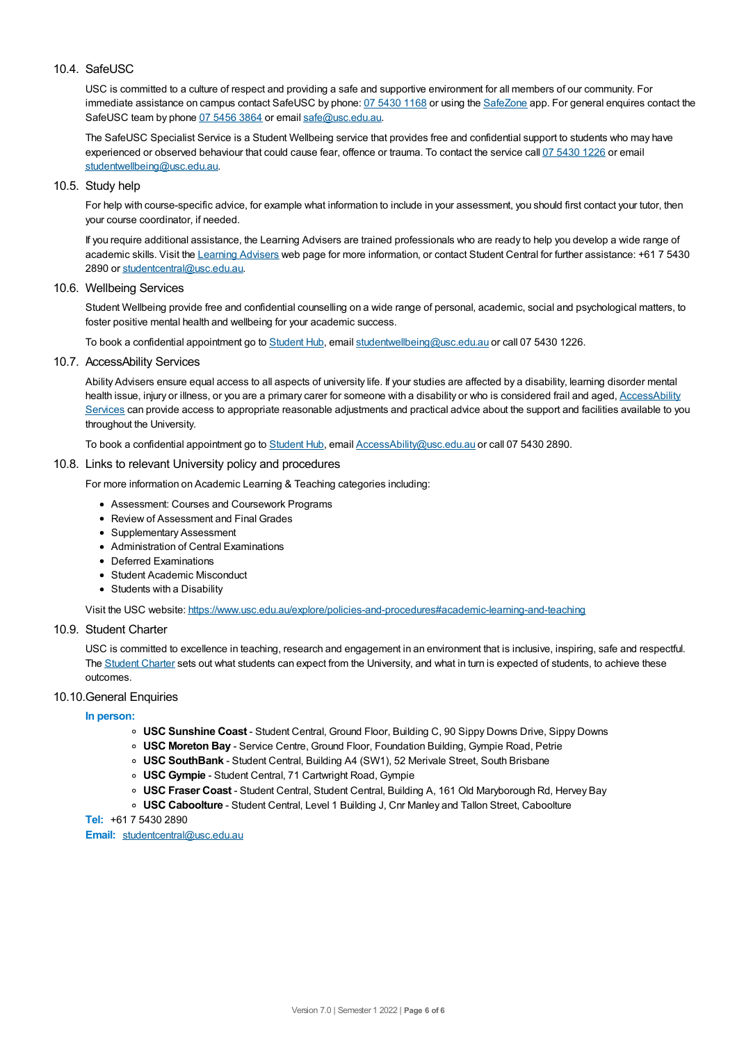### 10.4. SafeUSC

USC is committed to a culture of respect and providing a safe and supportive environment for all members of our community. For immediate assistance on campus contact SafeUSC by phone: 07 5430 1168 or using the SafeZone app. For general enquires contact the SafeUSC team by phone 07 5456 3864 or email safe@usc.edu.au.

The SafeUSC Specialist Service is a Student Wellbeing service that provides free and confidential support to students who may have experienced or observed behaviour that could cause fear, offence or trauma. To contact the service call 07 5430 1226 or email studentwellbeing@usc.edu.au.

### 10.5. Study help

For help with course-specific advice, for example what information to include in your assessment, you should first contact your tutor, then your course coordinator, if needed.

If you require additional assistance, the Learning Advisers are trained professionals who are ready to help you develop a wide range of academic skills. Visit the Learning Advisers web page for more information, or contact Student Central for further assistance: +61 7 5430 2890 or studentcentral@usc.edu.au.

### 10.6. Wellbeing Services

Student Wellbeing provide free and confidential counselling on a wide range of personal, academic, social and psychological matters, to foster positive mental health and wellbeing for your academic success.

To book a confidential appointment go to Student Hub, email studentwellbeing@usc.edu.au or call 07 5430 1226.

### 10.7. AccessAbility Services

Ability Advisers ensure equal access to all aspects of university life. If your studies are affected by a disability, learning disorder mental health issue, injury or illness, or you are a primary carer for someone with a disability or who is considered frail and aged, AccessAbility Services can provide access to appropriate reasonable adjustments and practical advice about the support and facilities available to you throughout the University.

To book a confidential appointment go to Student Hub, email AccessAbility@usc.edu.au or call 07 5430 2890.

### 10.8. Links to relevant University policy and procedures

For more information on Academic Learning & Teaching categories including:

- Assessment: Courses and Coursework Programs
- Review of Assessment and Final Grades
- Supplementary Assessment
- Administration of Central Examinations
- Deferred Examinations
- Student Academic Misconduct
- Students with a Disability

Visit the USC website: https://www.usc.edu.au/explore/policies-and-procedures#academic-learning-and-teaching

### 10.9. Student Charter

USC is committed to excellence in teaching, research and engagement in an environment that is inclusive, inspiring, safe and respectful. The Student Charter sets out what students can expect from the University, and what in turn is expected of students, to achieve these outcomes.

### 10.10. General Enquiries

**In person:**

- **USC Sunshine Coast** - Student Central, Ground Floor, Building C, 90 Sippy Downs Drive, Sippy Downs
- **USC Moreton Bay** - Service Centre, Ground Floor, Foundation Building, Gympie Road, Petrie
- **USC SouthBank** - Student Central, Building A4 (SW1), 52 Merivale Street, South Brisbane
- **USC Gympie** - Student Central, 71 Cartwright Road, Gympie
- **USC Fraser Coast** - Student Central, Student Central, Building A, 161 Old Maryborough Rd, Hervey Bay
- **USC Caboolture** - Student Central, Level 1 Building J, Cnr Manley and Tallon Street, Caboolture

**Tel:** +61 7 5430 2890

**Email:** studentcentral@usc.edu.au